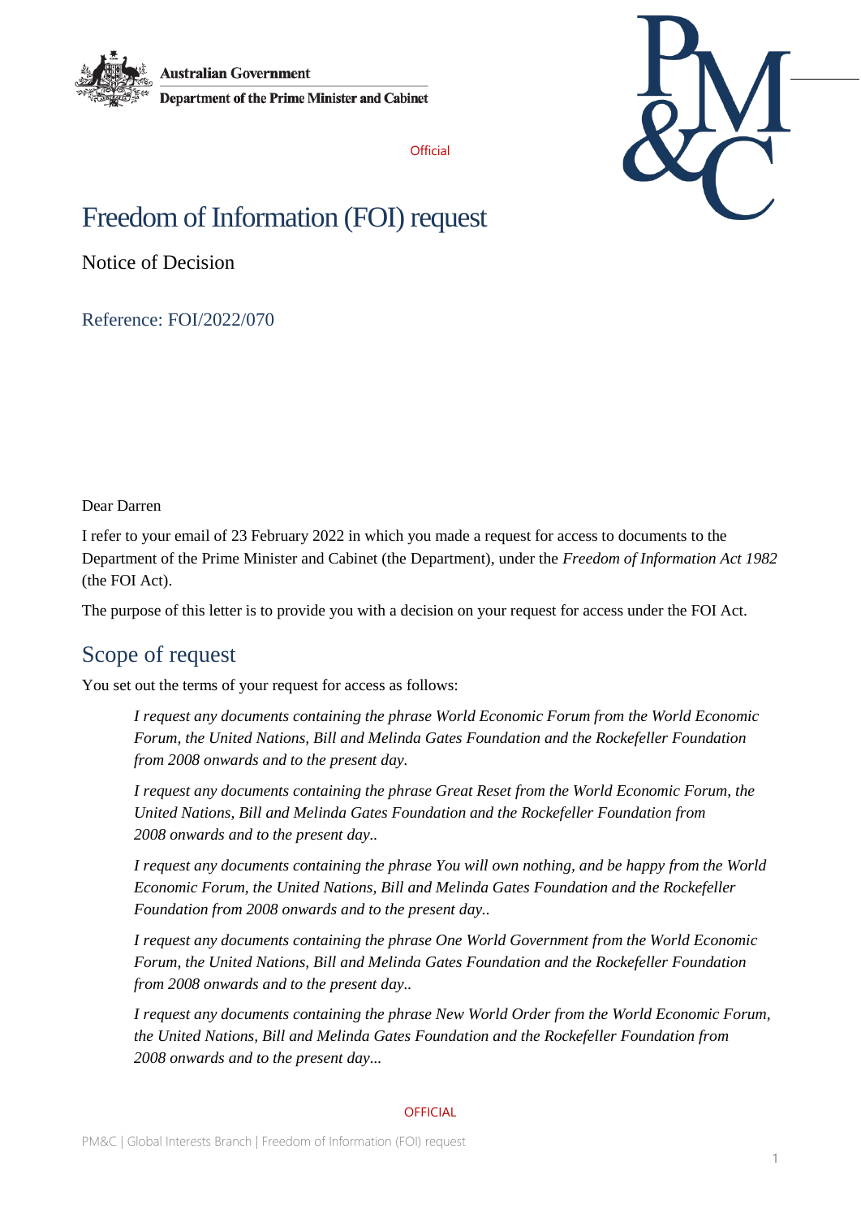Australian Government

Department of the Prime Minister and Cabinet

Official

# Freedom of Information (FOI) request

Notice of Decision

Reference: FOI/2022/070

Dear Darren

I refer to your email of 23 February 2022 in which you made a request for access to documents to the Department of the Prime Minister and Cabinet (the Department), under the *Freedom of Information Act 1982* (the FOI Act).

The purpose of this letter is to provide you with a decision on your request for access under the FOI Act.

## Scope of request

You set out the terms of your request for access as follows:

> *I request any documents containing the phrase World Economic Forum from the World Economic Forum, the United Nations, Bill and Melinda Gates Foundation and the Rockefeller Foundation from 2008 onwards and to the present day.*
>
> *I request any documents containing the phrase Great Reset from the World Economic Forum, the United Nations, Bill and Melinda Gates Foundation and the Rockefeller Foundation from 2008 onwards and to the present day..*
>
> *I request any documents containing the phrase You will own nothing, and be happy from the World Economic Forum, the United Nations, Bill and Melinda Gates Foundation and the Rockefeller Foundation from 2008 onwards and to the present day..*
>
> *I request any documents containing the phrase One World Government from the World Economic Forum, the United Nations, Bill and Melinda Gates Foundation and the Rockefeller Foundation from 2008 onwards and to the present day..*
>
> *I request any documents containing the phrase New World Order from the World Economic Forum, the United Nations, Bill and Melinda Gates Foundation and the Rockefeller Foundation from 2008 onwards and to the present day...*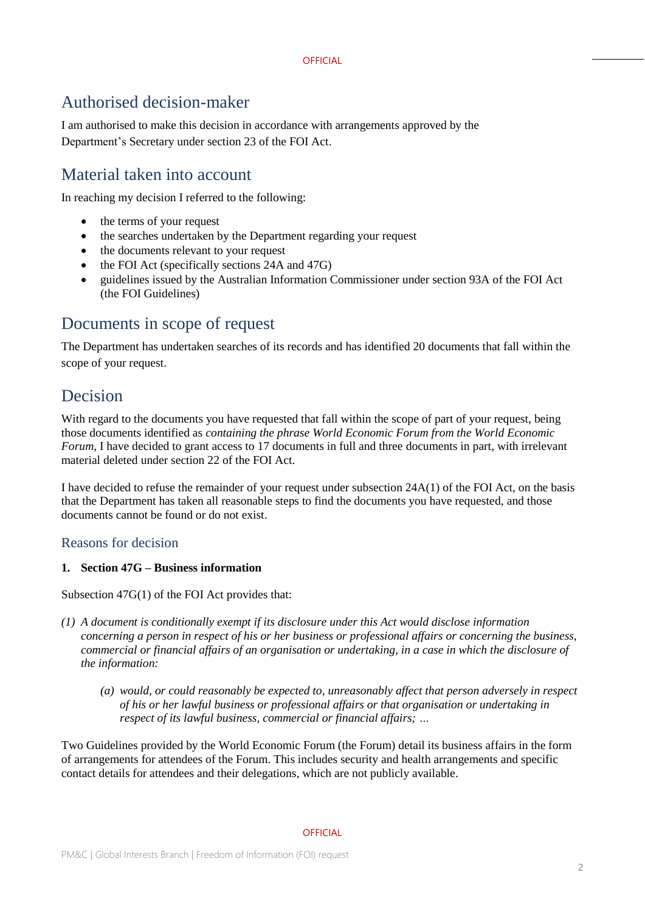## Authorised decision-maker

I am authorised to make this decision in accordance with arrangements approved by the Department's Secretary under section 23 of the FOI Act.

## Material taken into account

In reaching my decision I referred to the following:

- the terms of your request
- the searches undertaken by the Department regarding your request
- the documents relevant to your request
- the FOI Act (specifically sections 24A and 47G)
- guidelines issued by the Australian Information Commissioner under section 93A of the FOI Act (the FOI Guidelines)

## Documents in scope of request

The Department has undertaken searches of its records and has identified 20 documents that fall within the scope of your request.

## Decision

With regard to the documents you have requested that fall within the scope of part of your request, being those documents identified as *containing the phrase World Economic Forum from the World Economic Forum*, I have decided to grant access to 17 documents in full and three documents in part, with irrelevant material deleted under section 22 of the FOI Act.

I have decided to refuse the remainder of your request under subsection 24A(1) of the FOI Act, on the basis that the Department has taken all reasonable steps to find the documents you have requested, and those documents cannot be found or do not exist.

### Reasons for decision

**1. Section 47G – Business information**

Subsection 47G(1) of the FOI Act provides that:

*(1) A document is conditionally exempt if its disclosure under this Act would disclose information concerning a person in respect of his or her business or professional affairs or concerning the business, commercial or financial affairs of an organisation or undertaking, in a case in which the disclosure of the information:*

> *(a) would, or could reasonably be expected to, unreasonably affect that person adversely in respect of his or her lawful business or professional affairs or that organisation or undertaking in respect of its lawful business, commercial or financial affairs; ...*

Two Guidelines provided by the World Economic Forum (the Forum) detail its business affairs in the form of arrangements for attendees of the Forum. This includes security and health arrangements and specific contact details for attendees and their delegations, which are not publicly available.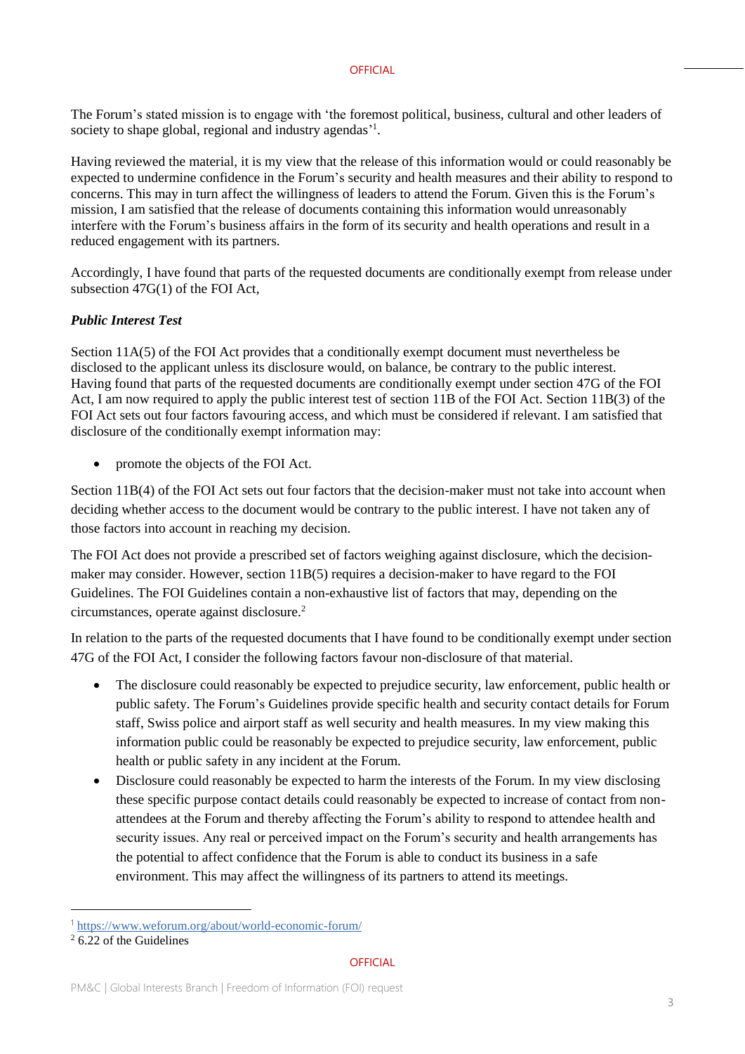The Forum's stated mission is to engage with 'the foremost political, business, cultural and other leaders of society to shape global, regional and industry agendas'[1].

Having reviewed the material, it is my view that the release of this information would or could reasonably be expected to undermine confidence in the Forum's security and health measures and their ability to respond to concerns. This may in turn affect the willingness of leaders to attend the Forum. Given this is the Forum's mission, I am satisfied that the release of documents containing this information would unreasonably interfere with the Forum's business affairs in the form of its security and health operations and result in a reduced engagement with its partners.

Accordingly, I have found that parts of the requested documents are conditionally exempt from release under subsection 47G(1) of the FOI Act,

***Public Interest Test***

Section 11A(5) of the FOI Act provides that a conditionally exempt document must nevertheless be disclosed to the applicant unless its disclosure would, on balance, be contrary to the public interest. Having found that parts of the requested documents are conditionally exempt under section 47G of the FOI Act, I am now required to apply the public interest test of section 11B of the FOI Act. Section 11B(3) of the FOI Act sets out four factors favouring access, and which must be considered if relevant. I am satisfied that disclosure of the conditionally exempt information may:

- promote the objects of the FOI Act.

Section 11B(4) of the FOI Act sets out four factors that the decision-maker must not take into account when deciding whether access to the document would be contrary to the public interest. I have not taken any of those factors into account in reaching my decision.

The FOI Act does not provide a prescribed set of factors weighing against disclosure, which the decision-maker may consider. However, section 11B(5) requires a decision-maker to have regard to the FOI Guidelines. The FOI Guidelines contain a non-exhaustive list of factors that may, depending on the circumstances, operate against disclosure.[2]

In relation to the parts of the requested documents that I have found to be conditionally exempt under section 47G of the FOI Act, I consider the following factors favour non-disclosure of that material.

- The disclosure could reasonably be expected to prejudice security, law enforcement, public health or public safety. The Forum's Guidelines provide specific health and security contact details for Forum staff, Swiss police and airport staff as well security and health measures. In my view making this information public could be reasonably be expected to prejudice security, law enforcement, public health or public safety in any incident at the Forum.
- Disclosure could reasonably be expected to harm the interests of the Forum. In my view disclosing these specific purpose contact details could reasonably be expected to increase of contact from non-attendees at the Forum and thereby affecting the Forum's ability to respond to attendee health and security issues. Any real or perceived impact on the Forum's security and health arrangements has the potential to affect confidence that the Forum is able to conduct its business in a safe environment. This may affect the willingness of its partners to attend its meetings.

---

[1] https://www.weforum.org/about/world-economic-forum/

[2] 6.22 of the Guidelines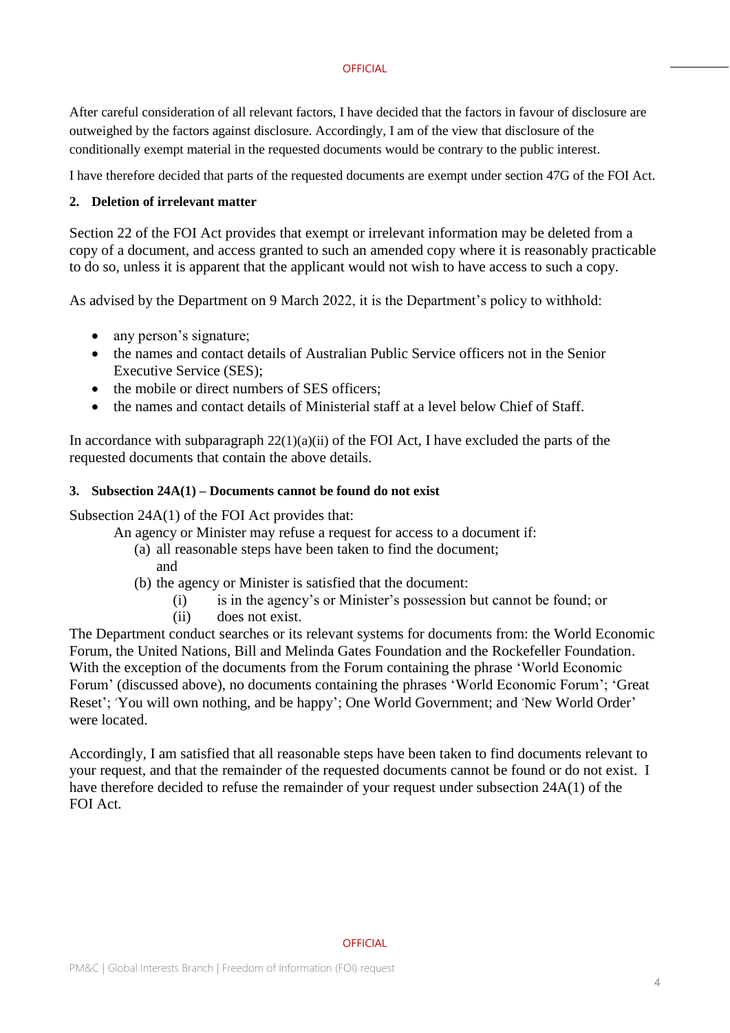After careful consideration of all relevant factors, I have decided that the factors in favour of disclosure are outweighed by the factors against disclosure. Accordingly, I am of the view that disclosure of the conditionally exempt material in the requested documents would be contrary to the public interest.

I have therefore decided that parts of the requested documents are exempt under section 47G of the FOI Act.

**2. Deletion of irrelevant matter**

Section 22 of the FOI Act provides that exempt or irrelevant information may be deleted from a copy of a document, and access granted to such an amended copy where it is reasonably practicable to do so, unless it is apparent that the applicant would not wish to have access to such a copy.

As advised by the Department on 9 March 2022, it is the Department's policy to withhold:

- any person's signature;
- the names and contact details of Australian Public Service officers not in the Senior Executive Service (SES);
- the mobile or direct numbers of SES officers;
- the names and contact details of Ministerial staff at a level below Chief of Staff.

In accordance with subparagraph 22(1)(a)(ii) of the FOI Act, I have excluded the parts of the requested documents that contain the above details.

**3. Subsection 24A(1) – Documents cannot be found do not exist**

Subsection 24A(1) of the FOI Act provides that:

> An agency or Minister may refuse a request for access to a document if:
>
> (a) all reasonable steps have been taken to find the document;
> and
>
> (b) the agency or Minister is satisfied that the document:
>
> (i) is in the agency's or Minister's possession but cannot be found; or
>
> (ii) does not exist.

The Department conduct searches or its relevant systems for documents from: the World Economic Forum, the United Nations, Bill and Melinda Gates Foundation and the Rockefeller Foundation. With the exception of the documents from the Forum containing the phrase 'World Economic Forum' (discussed above), no documents containing the phrases 'World Economic Forum'; 'Great Reset'; 'You will own nothing, and be happy'; One World Government; and 'New World Order' were located.

Accordingly, I am satisfied that all reasonable steps have been taken to find documents relevant to your request, and that the remainder of the requested documents cannot be found or do not exist. I have therefore decided to refuse the remainder of your request under subsection 24A(1) of the FOI Act.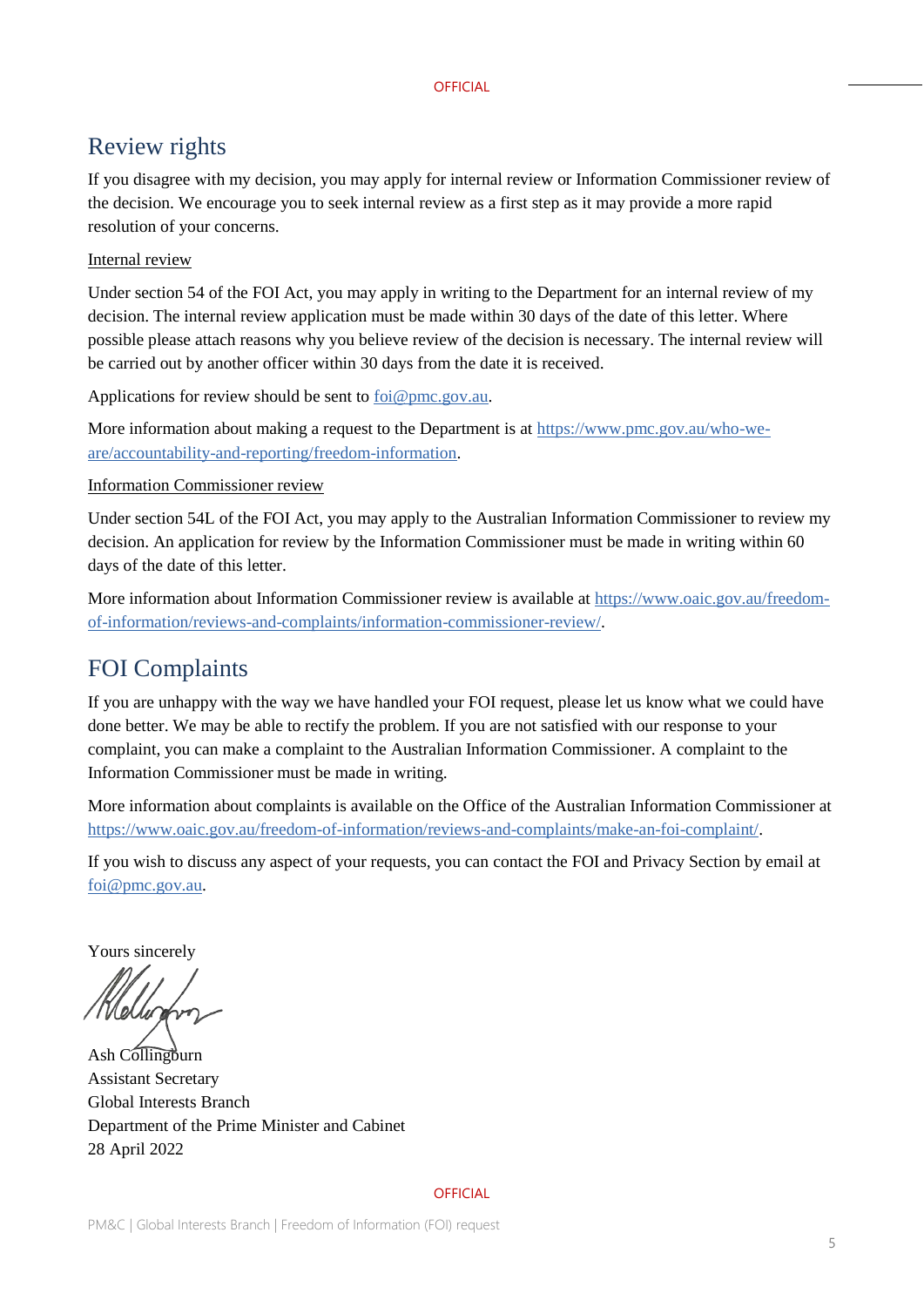## Review rights

If you disagree with my decision, you may apply for internal review or Information Commissioner review of the decision. We encourage you to seek internal review as a first step as it may provide a more rapid resolution of your concerns.

Internal review

Under section 54 of the FOI Act, you may apply in writing to the Department for an internal review of my decision. The internal review application must be made within 30 days of the date of this letter. Where possible please attach reasons why you believe review of the decision is necessary. The internal review will be carried out by another officer within 30 days from the date it is received.

Applications for review should be sent to foi@pmc.gov.au.

More information about making a request to the Department is at https://www.pmc.gov.au/who-we-are/accountability-and-reporting/freedom-information.

Information Commissioner review

Under section 54L of the FOI Act, you may apply to the Australian Information Commissioner to review my decision. An application for review by the Information Commissioner must be made in writing within 60 days of the date of this letter.

More information about Information Commissioner review is available at https://www.oaic.gov.au/freedom-of-information/reviews-and-complaints/information-commissioner-review/.

## FOI Complaints

If you are unhappy with the way we have handled your FOI request, please let us know what we could have done better. We may be able to rectify the problem. If you are not satisfied with our response to your complaint, you can make a complaint to the Australian Information Commissioner. A complaint to the Information Commissioner must be made in writing.

More information about complaints is available on the Office of the Australian Information Commissioner at https://www.oaic.gov.au/freedom-of-information/reviews-and-complaints/make-an-foi-complaint/.

If you wish to discuss any aspect of your requests, you can contact the FOI and Privacy Section by email at foi@pmc.gov.au.

Yours sincerely

Ash Collingburn
Assistant Secretary
Global Interests Branch
Department of the Prime Minister and Cabinet
28 April 2022